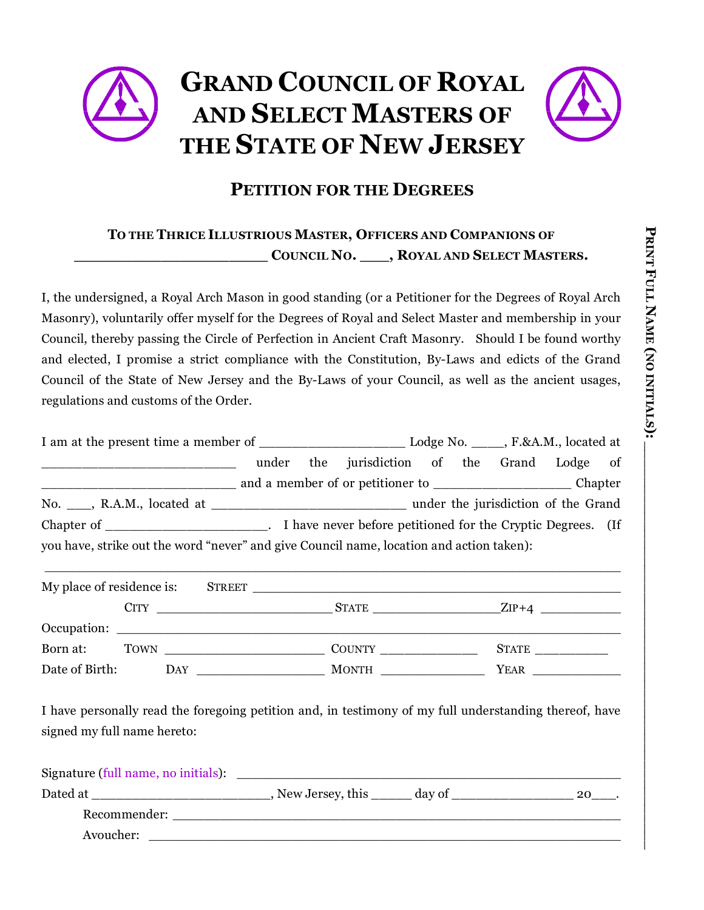# Grand Council of Royal and Select Masters of the State of New Jersey

## Petition for the Degrees

**To the Thrice Illustrious Master, Officers and Companions of \_\_\_\_\_\_\_\_\_\_\_\_\_\_\_\_\_\_\_\_\_\_\_\_ Council No. \_\_\_\_, Royal and Select Masters.**

I, the undersigned, a Royal Arch Mason in good standing (or a Petitioner for the Degrees of Royal Arch Masonry), voluntarily offer myself for the Degrees of Royal and Select Master and membership in your Council, thereby passing the Circle of Perfection in Ancient Craft Masonry. Should I be found worthy and elected, I promise a strict compliance with the Constitution, By-Laws and edicts of the Grand Council of the State of New Jersey and the By-Laws of your Council, as well as the ancient usages, regulations and customs of the Order.

I am at the present time a member of \_\_\_\_\_\_\_\_\_\_\_\_\_\_\_\_\_\_\_\_ Lodge No. \_\_\_\_\_, F.&A.M., located at \_\_\_\_\_\_\_\_\_\_\_\_\_\_\_\_\_\_\_\_\_\_\_\_\_\_ under the jurisdiction of the Grand Lodge of \_\_\_\_\_\_\_\_\_\_\_\_\_\_\_\_\_\_\_\_\_\_\_\_\_\_ and a member of or petitioner to \_\_\_\_\_\_\_\_\_\_\_\_\_\_\_\_\_\_\_\_ Chapter No. \_\_\_\_, R.A.M., located at \_\_\_\_\_\_\_\_\_\_\_\_\_\_\_\_\_\_\_\_\_\_\_\_\_\_ under the jurisdiction of the Grand Chapter of \_\_\_\_\_\_\_\_\_\_\_\_\_\_\_\_\_\_\_\_\_\_. I have never before petitioned for the Cryptic Degrees. (If you have, strike out the word "never" and give Council name, location and action taken):

\_\_\_\_\_\_\_\_\_\_\_\_\_\_\_\_\_\_\_\_\_\_\_\_\_\_\_\_\_\_\_\_\_\_\_\_\_\_\_\_\_\_\_\_\_\_\_\_\_\_\_\_\_\_\_\_\_\_\_\_\_\_\_\_\_\_\_\_\_\_\_\_\_\_\_\_

My place of residence is: Street \_\_\_\_\_\_\_\_\_\_\_\_\_\_\_\_\_\_\_\_\_\_\_\_\_\_\_\_\_\_\_\_\_\_\_\_\_\_\_\_\_\_\_\_\_\_\_\_

City \_\_\_\_\_\_\_\_\_\_\_\_\_\_\_\_\_\_\_\_\_\_\_\_ State \_\_\_\_\_\_\_\_\_\_\_\_\_\_\_\_\_\_ Zip+4 \_\_\_\_\_\_\_\_\_\_\_

Occupation: \_\_\_\_\_\_\_\_\_\_\_\_\_\_\_\_\_\_\_\_\_\_\_\_\_\_\_\_\_\_\_\_\_\_\_\_\_\_\_\_\_\_\_\_\_\_\_\_\_\_\_\_\_\_\_\_\_\_\_\_\_\_

Born at: Town \_\_\_\_\_\_\_\_\_\_\_\_\_\_\_\_\_\_\_\_\_\_ County \_\_\_\_\_\_\_\_\_\_\_\_\_\_ State \_\_\_\_\_\_\_\_\_\_

Date of Birth: Day \_\_\_\_\_\_\_\_\_\_\_\_\_\_\_\_\_\_ Month \_\_\_\_\_\_\_\_\_\_\_\_\_\_\_ Year \_\_\_\_\_\_\_\_\_\_\_\_

I have personally read the foregoing petition and, in testimony of my full understanding thereof, have signed my full name hereto:

Signature (full name, no initials): \_\_\_\_\_\_\_\_\_\_\_\_\_\_\_\_\_\_\_\_\_\_\_\_\_\_\_\_\_\_\_\_\_\_\_\_\_\_\_\_\_\_\_\_\_\_\_\_\_\_

Dated at \_\_\_\_\_\_\_\_\_\_\_\_\_\_\_\_\_\_\_\_\_\_\_\_, New Jersey, this \_\_\_\_\_\_ day of \_\_\_\_\_\_\_\_\_\_\_\_\_\_\_\_\_ 20\_\_\_.

Recommender: \_\_\_\_\_\_\_\_\_\_\_\_\_\_\_\_\_\_\_\_\_\_\_\_\_\_\_\_\_\_\_\_\_\_\_\_\_\_\_\_\_\_\_\_\_\_\_\_\_\_\_\_\_\_\_\_\_\_

Avoucher: \_\_\_\_\_\_\_\_\_\_\_\_\_\_\_\_\_\_\_\_\_\_\_\_\_\_\_\_\_\_\_\_\_\_\_\_\_\_\_\_\_\_\_\_\_\_\_\_\_\_\_\_\_\_\_\_\_\_\_\_

**Print Full Name (no initials):** \_\_\_\_\_\_\_\_\_\_\_\_\_\_\_\_\_\_\_\_\_\_\_\_\_\_\_\_\_\_\_\_\_\_\_\_\_\_\_\_\_\_\_\_\_\_\_\_\_\_\_\_\_\_\_\_\_\_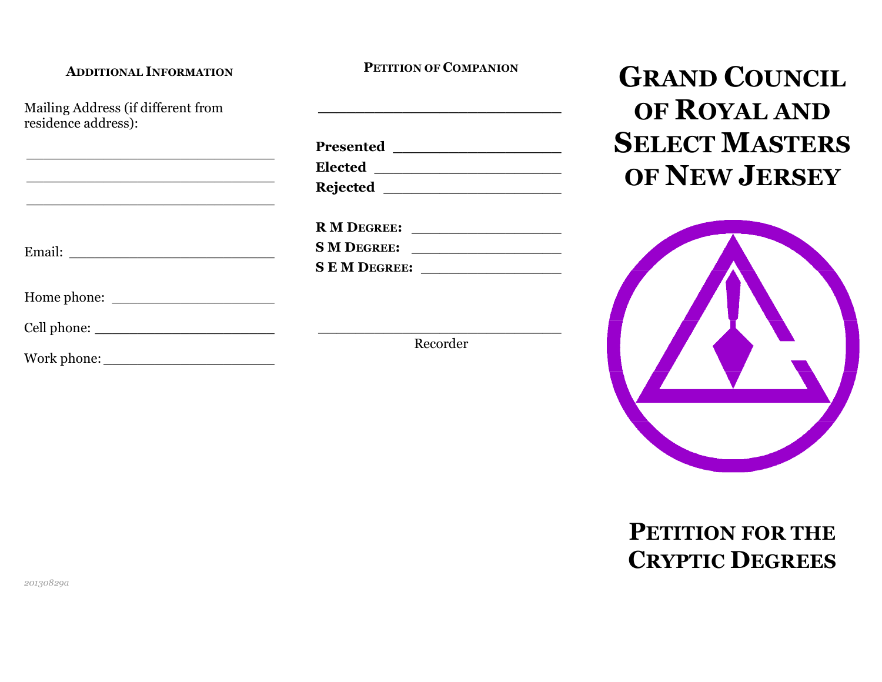## Additional Information

Mailing Address (if different from residence address):

\_\_\_\_\_\_\_\_\_\_\_\_\_\_\_\_\_\_\_\_\_\_\_\_\_\_\_\_\_\_

\_\_\_\_\_\_\_\_\_\_\_\_\_\_\_\_\_\_\_\_\_\_\_\_\_\_\_\_\_\_

\_\_\_\_\_\_\_\_\_\_\_\_\_\_\_\_\_\_\_\_\_\_\_\_\_\_\_\_\_\_

Email: \_\_\_\_\_\_\_\_\_\_\_\_\_\_\_\_\_\_\_\_\_\_\_\_

Home phone: \_\_\_\_\_\_\_\_\_\_\_\_\_\_\_\_\_\_\_\_

Cell phone: \_\_\_\_\_\_\_\_\_\_\_\_\_\_\_\_\_\_\_\_\_\_

Work phone: \_\_\_\_\_\_\_\_\_\_\_\_\_\_\_\_\_\_\_\_\_

*20130829a*

## Petition of Companion

\_\_\_\_\_\_\_\_\_\_\_\_\_\_\_\_\_\_\_\_\_\_\_\_\_\_\_\_\_\_

**Presented** \_\_\_\_\_\_\_\_\_\_\_\_\_\_\_\_\_\_\_\_

**Elected** \_\_\_\_\_\_\_\_\_\_\_\_\_\_\_\_\_\_\_\_\_\_

**Rejected** \_\_\_\_\_\_\_\_\_\_\_\_\_\_\_\_\_\_\_\_\_

**R M Degree:** \_\_\_\_\_\_\_\_\_\_\_\_\_\_\_\_\_\_

**S M Degree:** \_\_\_\_\_\_\_\_\_\_\_\_\_\_\_\_\_\_

**S E M Degree:** \_\_\_\_\_\_\_\_\_\_\_\_\_\_\_\_\_

\_\_\_\_\_\_\_\_\_\_\_\_\_\_\_\_\_\_\_\_\_\_\_\_\_\_\_\_\_\_

Recorder

# Grand Council of Royal and Select Masters of New Jersey

# Petition for the Cryptic Degrees